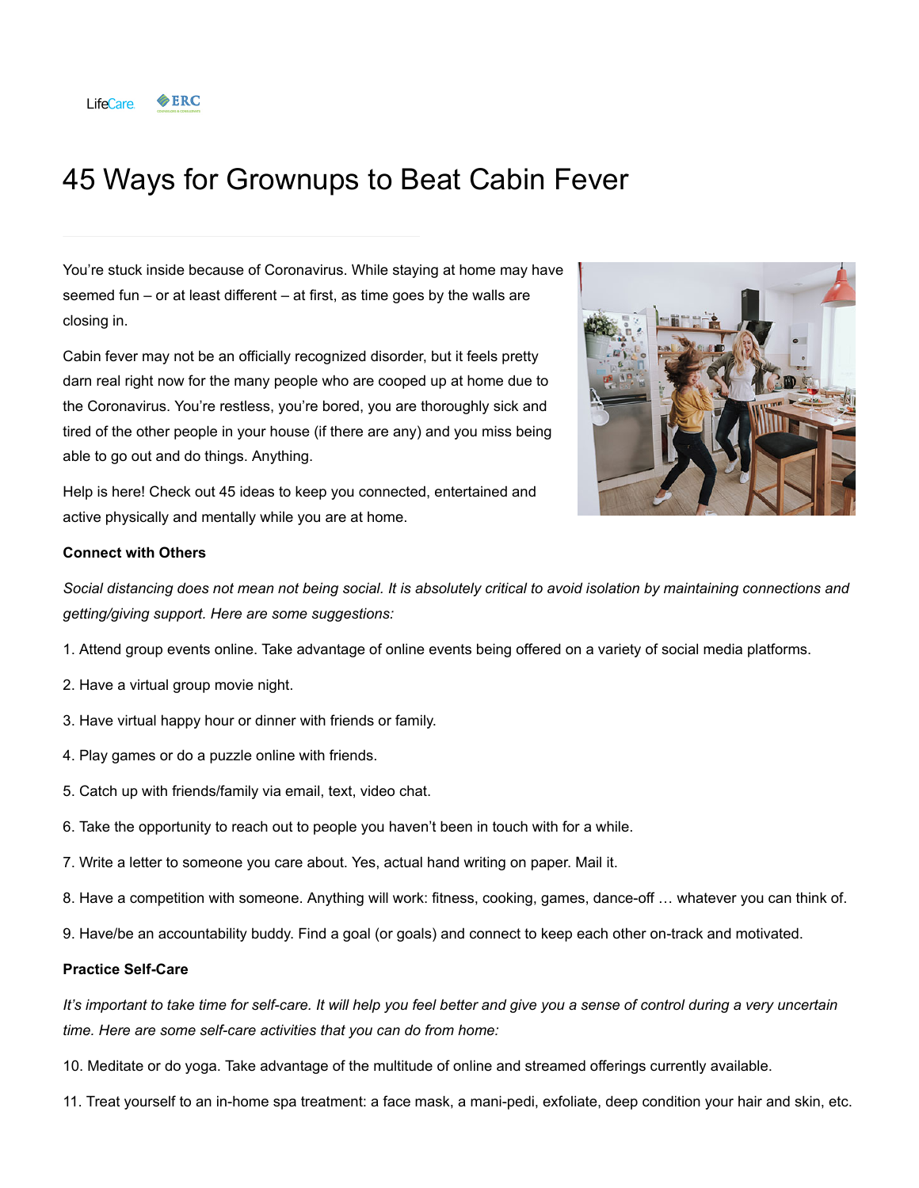LifeCare ERC

# 45 Ways for Grownups to Beat Cabin Fever

You're stuck inside because of Coronavirus. While staying at home may have seemed fun – or at least different – at first, as time goes by the walls are closing in.

Cabin fever may not be an officially recognized disorder, but it feels pretty darn real right now for the many people who are cooped up at home due to the Coronavirus. You're restless, you're bored, you are thoroughly sick and tired of the other people in your house (if there are any) and you miss being able to go out and do things. Anything.

Help is here! Check out 45 ideas to keep you connected, entertained and active physically and mentally while you are at home.

**Connect with Others**

*Social distancing does not mean not being social. It is absolutely critical to avoid isolation by maintaining connections and getting/giving support. Here are some suggestions:*

1. Attend group events online. Take advantage of online events being offered on a variety of social media platforms.

2. Have a virtual group movie night.

3. Have virtual happy hour or dinner with friends or family.

4. Play games or do a puzzle online with friends.

5. Catch up with friends/family via email, text, video chat.

6. Take the opportunity to reach out to people you haven't been in touch with for a while.

7. Write a letter to someone you care about. Yes, actual hand writing on paper. Mail it.

8. Have a competition with someone. Anything will work: fitness, cooking, games, dance-off … whatever you can think of.

9. Have/be an accountability buddy. Find a goal (or goals) and connect to keep each other on-track and motivated.

**Practice Self-Care**

*It's important to take time for self-care. It will help you feel better and give you a sense of control during a very uncertain time. Here are some self-care activities that you can do from home:*

10. Meditate or do yoga. Take advantage of the multitude of online and streamed offerings currently available.

11. Treat yourself to an in-home spa treatment: a face mask, a mani-pedi, exfoliate, deep condition your hair and skin, etc.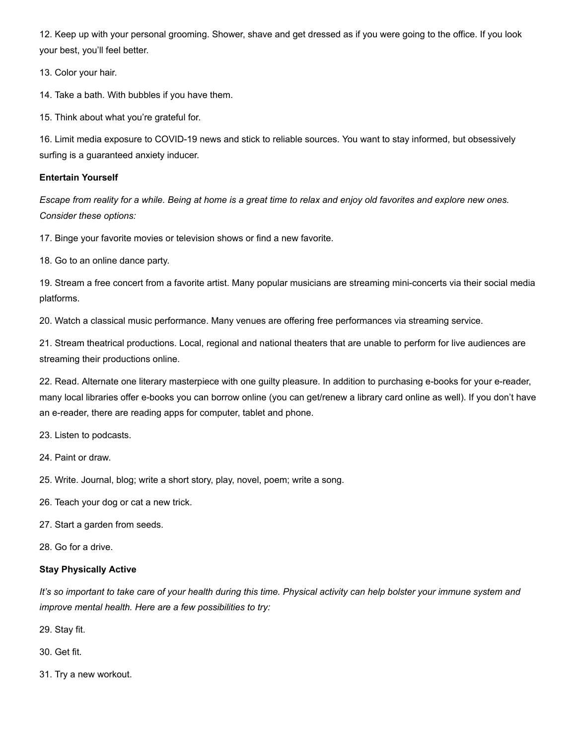12. Keep up with your personal grooming. Shower, shave and get dressed as if you were going to the office. If you look your best, you'll feel better.

13. Color your hair.

14. Take a bath. With bubbles if you have them.

15. Think about what you're grateful for.

16. Limit media exposure to COVID-19 news and stick to reliable sources. You want to stay informed, but obsessively surfing is a guaranteed anxiety inducer.

**Entertain Yourself**

*Escape from reality for a while. Being at home is a great time to relax and enjoy old favorites and explore new ones. Consider these options:*

17. Binge your favorite movies or television shows or find a new favorite.

18. Go to an online dance party.

19. Stream a free concert from a favorite artist. Many popular musicians are streaming mini-concerts via their social media platforms.

20. Watch a classical music performance. Many venues are offering free performances via streaming service.

21. Stream theatrical productions. Local, regional and national theaters that are unable to perform for live audiences are streaming their productions online.

22. Read. Alternate one literary masterpiece with one guilty pleasure. In addition to purchasing e-books for your e-reader, many local libraries offer e-books you can borrow online (you can get/renew a library card online as well). If you don't have an e-reader, there are reading apps for computer, tablet and phone.

23. Listen to podcasts.

24. Paint or draw.

25. Write. Journal, blog; write a short story, play, novel, poem; write a song.

26. Teach your dog or cat a new trick.

27. Start a garden from seeds.

28. Go for a drive.

**Stay Physically Active**

*It's so important to take care of your health during this time. Physical activity can help bolster your immune system and improve mental health. Here are a few possibilities to try:*

29. Stay fit.

30. Get fit.

31. Try a new workout.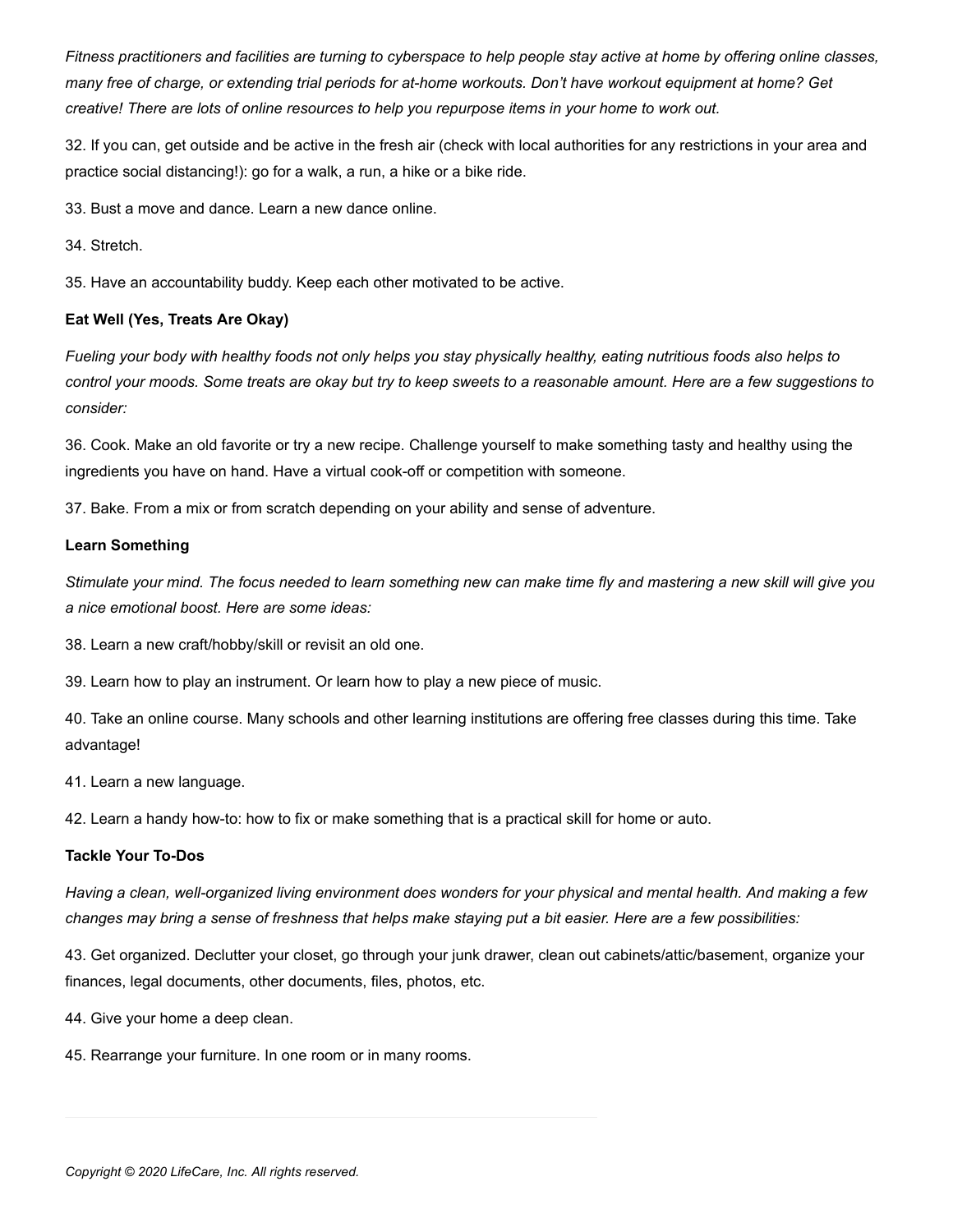*Fitness practitioners and facilities are turning to cyberspace to help people stay active at home by offering online classes, many free of charge, or extending trial periods for at-home workouts. Don't have workout equipment at home? Get creative! There are lots of online resources to help you repurpose items in your home to work out.*

32. If you can, get outside and be active in the fresh air (check with local authorities for any restrictions in your area and practice social distancing!): go for a walk, a run, a hike or a bike ride.

33. Bust a move and dance. Learn a new dance online.

34. Stretch.

35. Have an accountability buddy. Keep each other motivated to be active.

**Eat Well (Yes, Treats Are Okay)**

*Fueling your body with healthy foods not only helps you stay physically healthy, eating nutritious foods also helps to control your moods. Some treats are okay but try to keep sweets to a reasonable amount. Here are a few suggestions to consider:*

36. Cook. Make an old favorite or try a new recipe. Challenge yourself to make something tasty and healthy using the ingredients you have on hand. Have a virtual cook-off or competition with someone.

37. Bake. From a mix or from scratch depending on your ability and sense of adventure.

**Learn Something**

*Stimulate your mind. The focus needed to learn something new can make time fly and mastering a new skill will give you a nice emotional boost. Here are some ideas:*

38. Learn a new craft/hobby/skill or revisit an old one.

39. Learn how to play an instrument. Or learn how to play a new piece of music.

40. Take an online course. Many schools and other learning institutions are offering free classes during this time. Take advantage!

41. Learn a new language.

42. Learn a handy how-to: how to fix or make something that is a practical skill for home or auto.

**Tackle Your To-Dos**

*Having a clean, well-organized living environment does wonders for your physical and mental health. And making a few changes may bring a sense of freshness that helps make staying put a bit easier. Here are a few possibilities:*

43. Get organized. Declutter your closet, go through your junk drawer, clean out cabinets/attic/basement, organize your finances, legal documents, other documents, files, photos, etc.

44. Give your home a deep clean.

45. Rearrange your furniture. In one room or in many rooms.

---

*Copyright © 2020 LifeCare, Inc. All rights reserved.*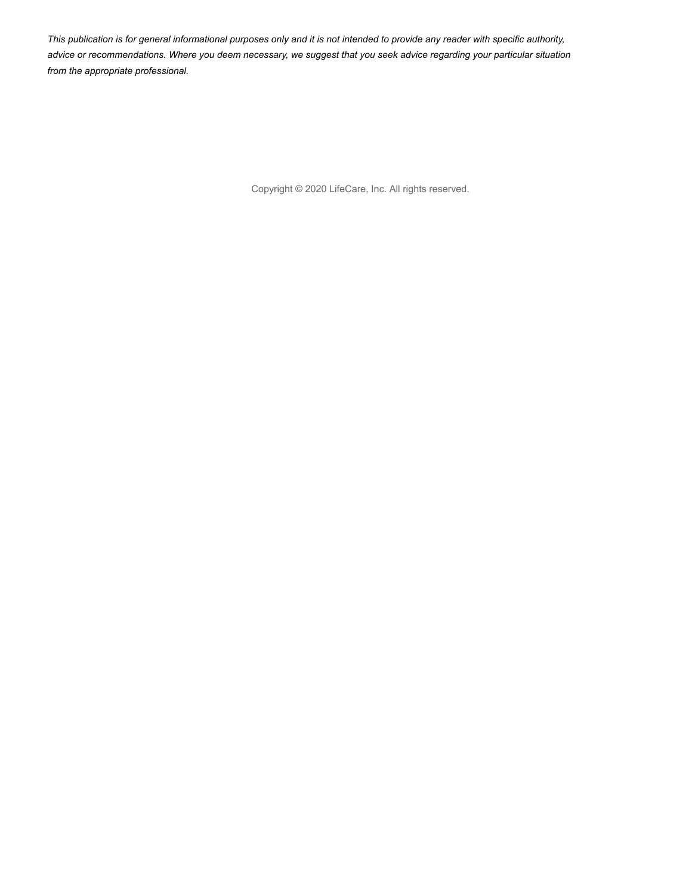*This publication is for general informational purposes only and it is not intended to provide any reader with specific authority, advice or recommendations. Where you deem necessary, we suggest that you seek advice regarding your particular situation from the appropriate professional.*

Copyright © 2020 LifeCare, Inc. All rights reserved.